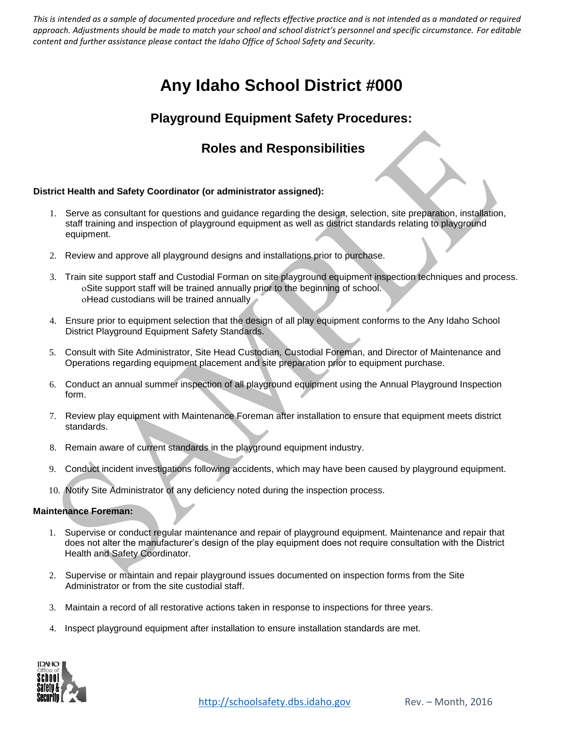*This is intended as a sample of documented procedure and reflects effective practice and is not intended as a mandated or required approach. Adjustments should be made to match your school and school district's personnel and specific circumstance. For editable content and further assistance please contact the Idaho Office of School Safety and Security.*

# Any Idaho School District #000

## Playground Equipment Safety Procedures:

## Roles and Responsibilities

**District Health and Safety Coordinator (or administrator assigned):**

1. Serve as consultant for questions and guidance regarding the design, selection, site preparation, installation, staff training and inspection of playground equipment as well as district standards relating to playground equipment.
2. Review and approve all playground designs and installations prior to purchase.
3. Train site support staff and Custodial Forman on site playground equipment inspection techniques and process.
   - Site support staff will be trained annually prior to the beginning of school.
   - Head custodians will be trained annually
4. Ensure prior to equipment selection that the design of all play equipment conforms to the Any Idaho School District Playground Equipment Safety Standards.
5. Consult with Site Administrator, Site Head Custodian, Custodial Foreman, and Director of Maintenance and Operations regarding equipment placement and site preparation prior to equipment purchase.
6. Conduct an annual summer inspection of all playground equipment using the Annual Playground Inspection form.
7. Review play equipment with Maintenance Foreman after installation to ensure that equipment meets district standards.
8. Remain aware of current standards in the playground equipment industry.
9. Conduct incident investigations following accidents, which may have been caused by playground equipment.
10. Notify Site Administrator of any deficiency noted during the inspection process.

**Maintenance Foreman:**

1. Supervise or conduct regular maintenance and repair of playground equipment. Maintenance and repair that does not alter the manufacturer's design of the play equipment does not require consultation with the District Health and Safety Coordinator.
2. Supervise or maintain and repair playground issues documented on inspection forms from the Site Administrator or from the site custodial staff.
3. Maintain a record of all restorative actions taken in response to inspections for three years.
4. Inspect playground equipment after installation to ensure installation standards are met.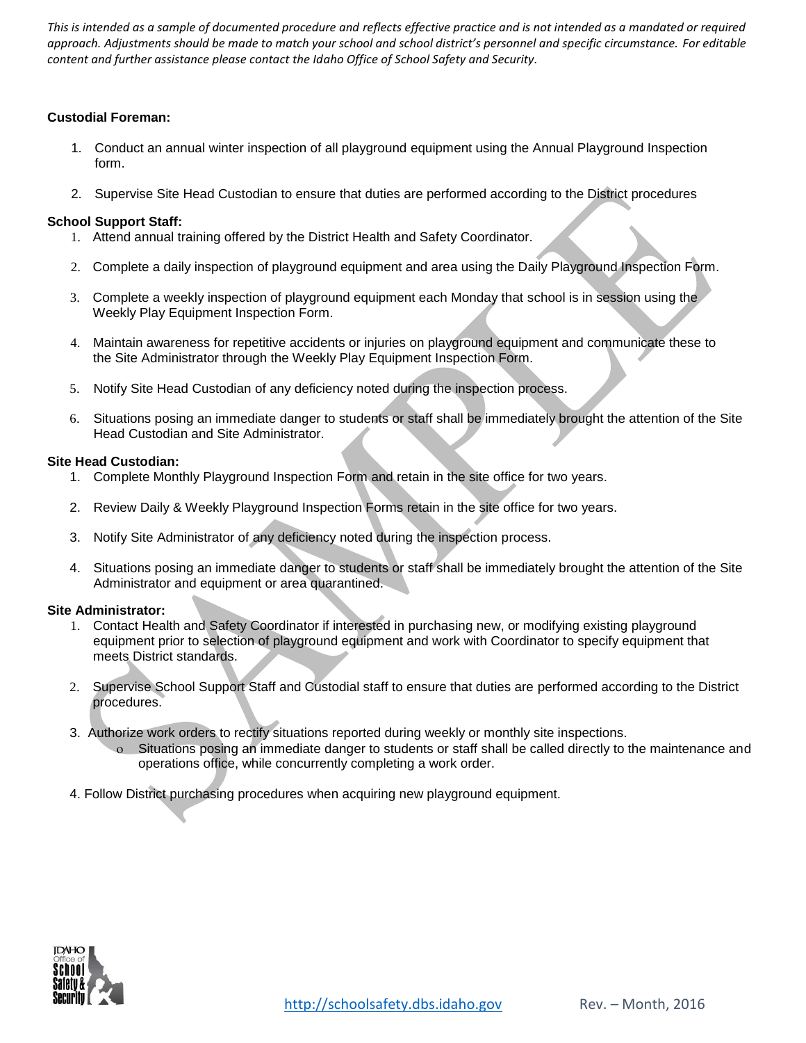*This is intended as a sample of documented procedure and reflects effective practice and is not intended as a mandated or required approach. Adjustments should be made to match your school and school district's personnel and specific circumstance. For editable content and further assistance please contact the Idaho Office of School Safety and Security.*

**Custodial Foreman:**

1. Conduct an annual winter inspection of all playground equipment using the Annual Playground Inspection form.
2. Supervise Site Head Custodian to ensure that duties are performed according to the District procedures

**School Support Staff:**

1. Attend annual training offered by the District Health and Safety Coordinator.
2. Complete a daily inspection of playground equipment and area using the Daily Playground Inspection Form.
3. Complete a weekly inspection of playground equipment each Monday that school is in session using the Weekly Play Equipment Inspection Form.
4. Maintain awareness for repetitive accidents or injuries on playground equipment and communicate these to the Site Administrator through the Weekly Play Equipment Inspection Form.
5. Notify Site Head Custodian of any deficiency noted during the inspection process.
6. Situations posing an immediate danger to students or staff shall be immediately brought the attention of the Site Head Custodian and Site Administrator.

**Site Head Custodian:**

1. Complete Monthly Playground Inspection Form and retain in the site office for two years.
2. Review Daily & Weekly Playground Inspection Forms retain in the site office for two years.
3. Notify Site Administrator of any deficiency noted during the inspection process.
4. Situations posing an immediate danger to students or staff shall be immediately brought the attention of the Site Administrator and equipment or area quarantined.

**Site Administrator:**

1. Contact Health and Safety Coordinator if interested in purchasing new, or modifying existing playground equipment prior to selection of playground equipment and work with Coordinator to specify equipment that meets District standards.
2. Supervise School Support Staff and Custodial staff to ensure that duties are performed according to the District procedures.
3. Authorize work orders to rectify situations reported during weekly or monthly site inspections.
   - Situations posing an immediate danger to students or staff shall be called directly to the maintenance and operations office, while concurrently completing a work order.
4. Follow District purchasing procedures when acquiring new playground equipment.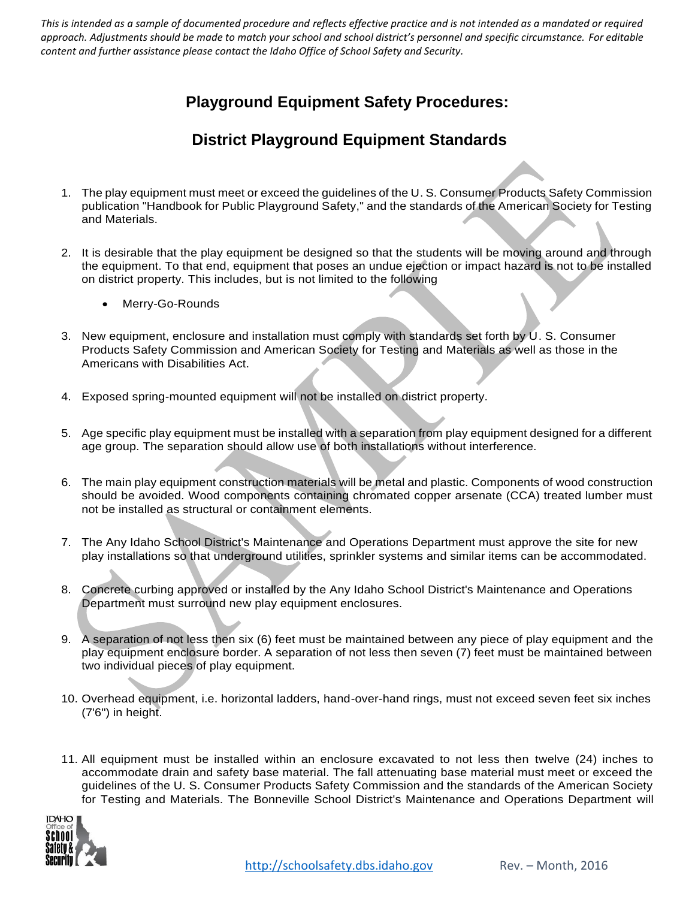*This is intended as a sample of documented procedure and reflects effective practice and is not intended as a mandated or required approach. Adjustments should be made to match your school and school district's personnel and specific circumstance. For editable content and further assistance please contact the Idaho Office of School Safety and Security.*

# Playground Equipment Safety Procedures:

## District Playground Equipment Standards

1. The play equipment must meet or exceed the guidelines of the U. S. Consumer Products Safety Commission publication "Handbook for Public Playground Safety," and the standards of the American Society for Testing and Materials.

2. It is desirable that the play equipment be designed so that the students will be moving around and through the equipment. To that end, equipment that poses an undue ejection or impact hazard is not to be installed on district property. This includes, but is not limited to the following

   - Merry-Go-Rounds

3. New equipment, enclosure and installation must comply with standards set forth by U. S. Consumer Products Safety Commission and American Society for Testing and Materials as well as those in the Americans with Disabilities Act.

4. Exposed spring-mounted equipment will not be installed on district property.

5. Age specific play equipment must be installed with a separation from play equipment designed for a different age group. The separation should allow use of both installations without interference.

6. The main play equipment construction materials will be metal and plastic. Components of wood construction should be avoided. Wood components containing chromated copper arsenate (CCA) treated lumber must not be installed as structural or containment elements.

7. The Any Idaho School District's Maintenance and Operations Department must approve the site for new play installations so that underground utilities, sprinkler systems and similar items can be accommodated.

8. Concrete curbing approved or installed by the Any Idaho School District's Maintenance and Operations Department must surround new play equipment enclosures.

9. A separation of not less then six (6) feet must be maintained between any piece of play equipment and the play equipment enclosure border. A separation of not less then seven (7) feet must be maintained between two individual pieces of play equipment.

10. Overhead equipment, i.e. horizontal ladders, hand-over-hand rings, must not exceed seven feet six inches (7'6") in height.

11. All equipment must be installed within an enclosure excavated to not less then twelve (24) inches to accommodate drain and safety base material. The fall attenuating base material must meet or exceed the guidelines of the U. S. Consumer Products Safety Commission and the standards of the American Society for Testing and Materials. The Bonneville School District's Maintenance and Operations Department will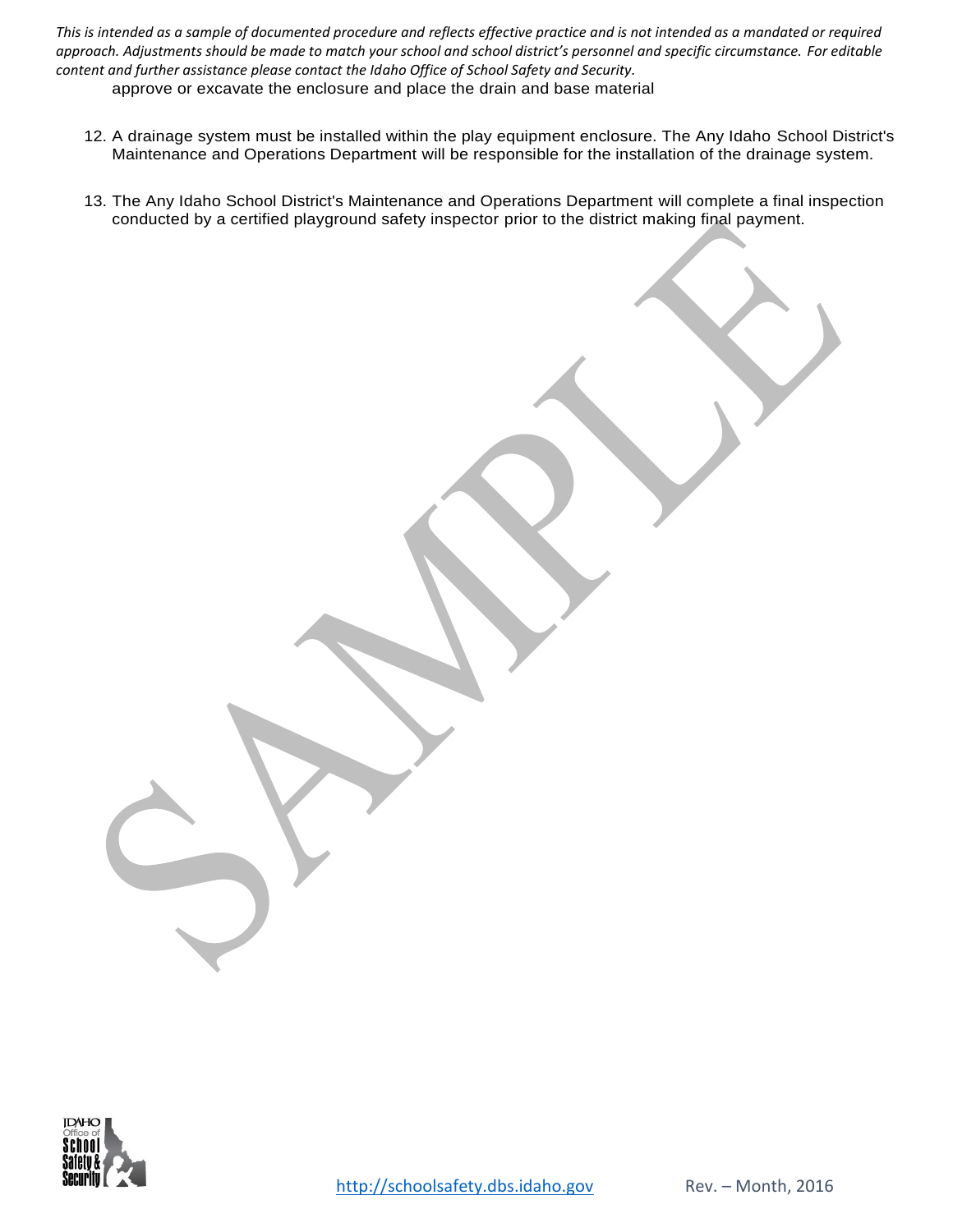approve or excavate the enclosure and place the drain and base material

12. A drainage system must be installed within the play equipment enclosure. The Any Idaho School District's Maintenance and Operations Department will be responsible for the installation of the drainage system.

13. The Any Idaho School District's Maintenance and Operations Department will complete a final inspection conducted by a certified playground safety inspector prior to the district making final payment.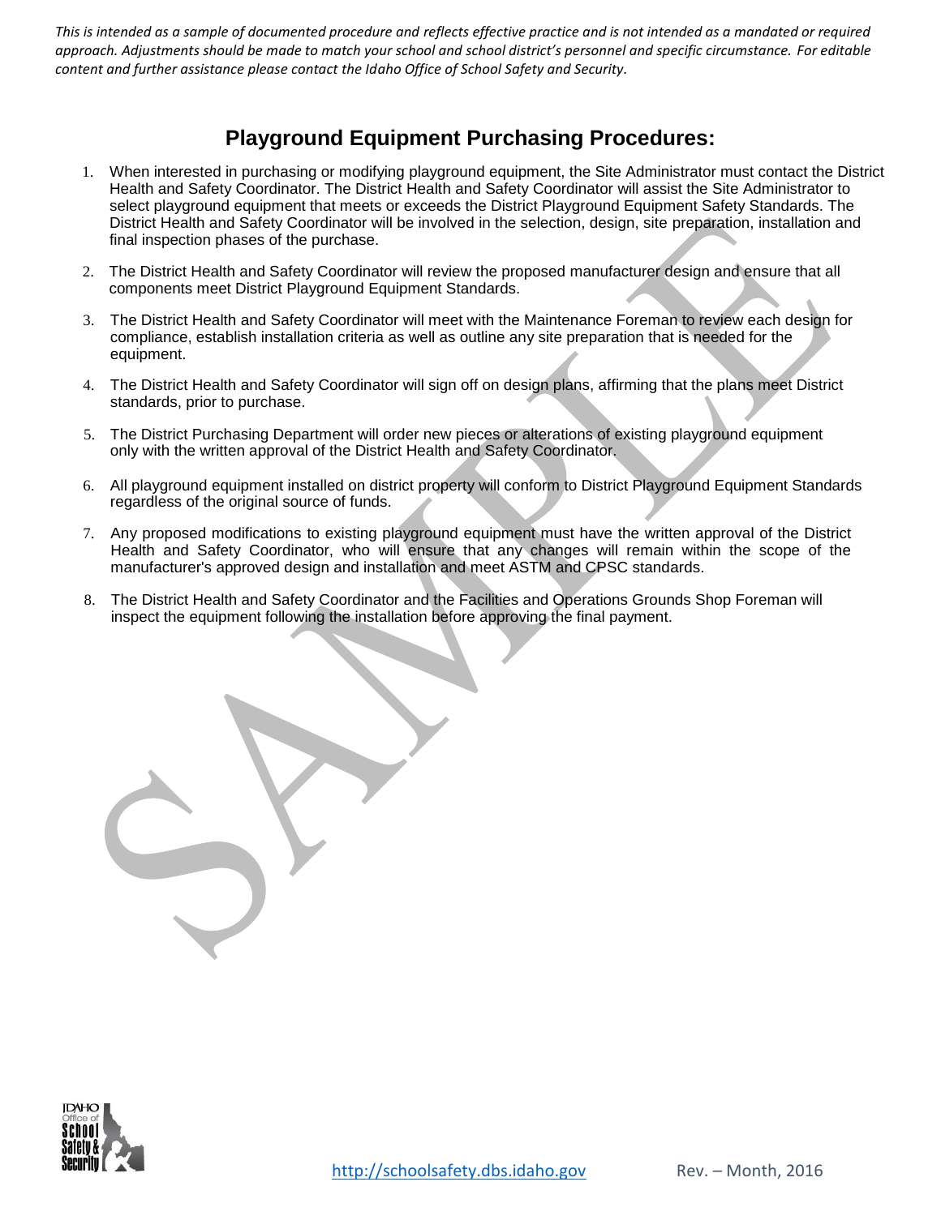*This is intended as a sample of documented procedure and reflects effective practice and is not intended as a mandated or required approach. Adjustments should be made to match your school and school district's personnel and specific circumstance. For editable content and further assistance please contact the Idaho Office of School Safety and Security.*

## Playground Equipment Purchasing Procedures:

1. When interested in purchasing or modifying playground equipment, the Site Administrator must contact the District Health and Safety Coordinator. The District Health and Safety Coordinator will assist the Site Administrator to select playground equipment that meets or exceeds the District Playground Equipment Safety Standards. The District Health and Safety Coordinator will be involved in the selection, design, site preparation, installation and final inspection phases of the purchase.
2. The District Health and Safety Coordinator will review the proposed manufacturer design and ensure that all components meet District Playground Equipment Standards.
3. The District Health and Safety Coordinator will meet with the Maintenance Foreman to review each design for compliance, establish installation criteria as well as outline any site preparation that is needed for the equipment.
4. The District Health and Safety Coordinator will sign off on design plans, affirming that the plans meet District standards, prior to purchase.
5. The District Purchasing Department will order new pieces or alterations of existing playground equipment only with the written approval of the District Health and Safety Coordinator.
6. All playground equipment installed on district property will conform to District Playground Equipment Standards regardless of the original source of funds.
7. Any proposed modifications to existing playground equipment must have the written approval of the District Health and Safety Coordinator, who will ensure that any changes will remain within the scope of the manufacturer's approved design and installation and meet ASTM and CPSC standards.
8. The District Health and Safety Coordinator and the Facilities and Operations Grounds Shop Foreman will inspect the equipment following the installation before approving the final payment.

http://schoolsafety.dbs.idaho.gov Rev. – Month, 2016